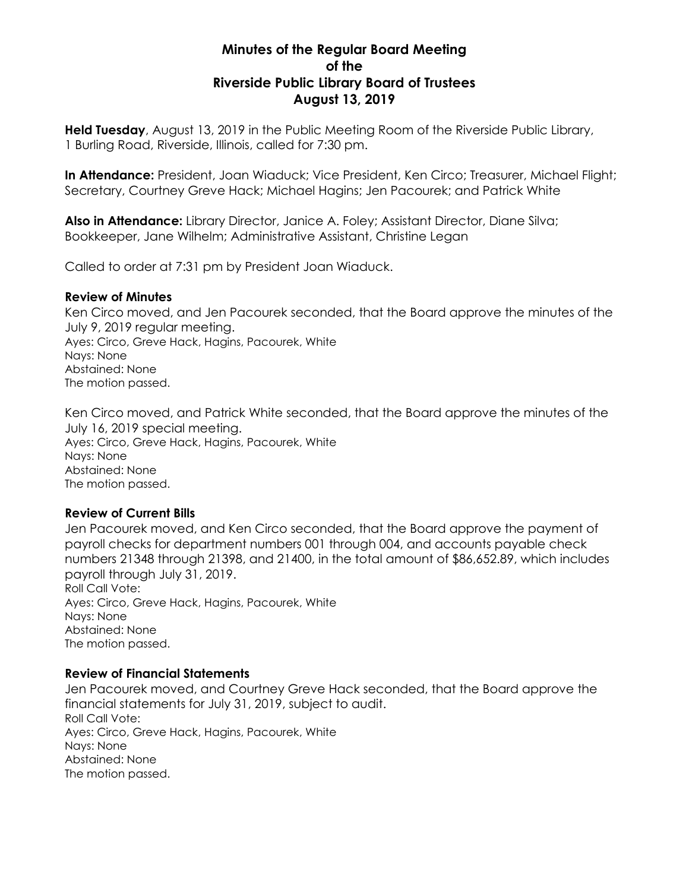# Minutes of the Regular Board Meeting of the Riverside Public Library Board of Trustees August 13, 2019

**Held Tuesday**, August 13, 2019 in the Public Meeting Room of the Riverside Public Library, 1 Burling Road, Riverside, Illinois, called for 7:30 pm.

**In Attendance:** President, Joan Wiaduck; Vice President, Ken Circo; Treasurer, Michael Flight; Secretary, Courtney Greve Hack; Michael Hagins; Jen Pacourek; and Patrick White

**Also in Attendance:** Library Director, Janice A. Foley; Assistant Director, Diane Silva; Bookkeeper, Jane Wilhelm; Administrative Assistant, Christine Legan

Called to order at 7:31 pm by President Joan Wiaduck.

### Review of Minutes

Ken Circo moved, and Jen Pacourek seconded, that the Board approve the minutes of the July 9, 2019 regular meeting.
Ayes: Circo, Greve Hack, Hagins, Pacourek, White
Nays: None
Abstained: None
The motion passed.

Ken Circo moved, and Patrick White seconded, that the Board approve the minutes of the July 16, 2019 special meeting.
Ayes: Circo, Greve Hack, Hagins, Pacourek, White
Nays: None
Abstained: None
The motion passed.

### Review of Current Bills

Jen Pacourek moved, and Ken Circo seconded, that the Board approve the payment of payroll checks for department numbers 001 through 004, and accounts payable check numbers 21348 through 21398, and 21400, in the total amount of $86,652.89, which includes payroll through July 31, 2019.
Roll Call Vote:
Ayes: Circo, Greve Hack, Hagins, Pacourek, White
Nays: None
Abstained: None
The motion passed.

### Review of Financial Statements

Jen Pacourek moved, and Courtney Greve Hack seconded, that the Board approve the financial statements for July 31, 2019, subject to audit.
Roll Call Vote:
Ayes: Circo, Greve Hack, Hagins, Pacourek, White
Nays: None
Abstained: None
The motion passed.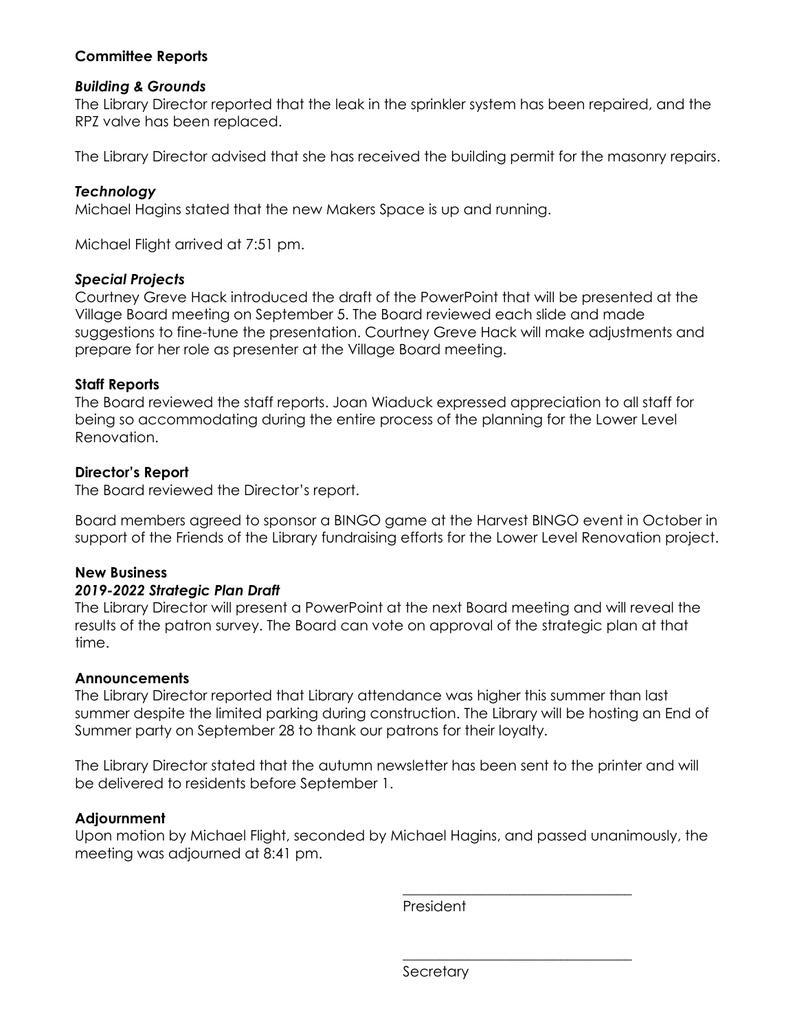## Committee Reports

### *Building & Grounds*

The Library Director reported that the leak in the sprinkler system has been repaired, and the RPZ valve has been replaced.

The Library Director advised that she has received the building permit for the masonry repairs.

### *Technology*

Michael Hagins stated that the new Makers Space is up and running.

Michael Flight arrived at 7:51 pm.

### *Special Projects*

Courtney Greve Hack introduced the draft of the PowerPoint that will be presented at the Village Board meeting on September 5. The Board reviewed each slide and made suggestions to fine-tune the presentation. Courtney Greve Hack will make adjustments and prepare for her role as presenter at the Village Board meeting.

## Staff Reports

The Board reviewed the staff reports. Joan Wiaduck expressed appreciation to all staff for being so accommodating during the entire process of the planning for the Lower Level Renovation.

## Director's Report

The Board reviewed the Director's report.

Board members agreed to sponsor a BINGO game at the Harvest BINGO event in October in support of the Friends of the Library fundraising efforts for the Lower Level Renovation project.

## New Business

### *2019-2022 Strategic Plan Draft*

The Library Director will present a PowerPoint at the next Board meeting and will reveal the results of the patron survey. The Board can vote on approval of the strategic plan at that time.

## Announcements

The Library Director reported that Library attendance was higher this summer than last summer despite the limited parking during construction. The Library will be hosting an End of Summer party on September 28 to thank our patrons for their loyalty.

The Library Director stated that the autumn newsletter has been sent to the printer and will be delivered to residents before September 1.

## Adjournment

Upon motion by Michael Flight, seconded by Michael Hagins, and passed unanimously, the meeting was adjourned at 8:41 pm.

\_\_\_\_\_\_\_\_\_\_\_\_\_\_\_\_\_\_\_\_\_\_\_\_\_\_\_\_\_\_\_\_

President

\_\_\_\_\_\_\_\_\_\_\_\_\_\_\_\_\_\_\_\_\_\_\_\_\_\_\_\_\_\_\_\_

Secretary